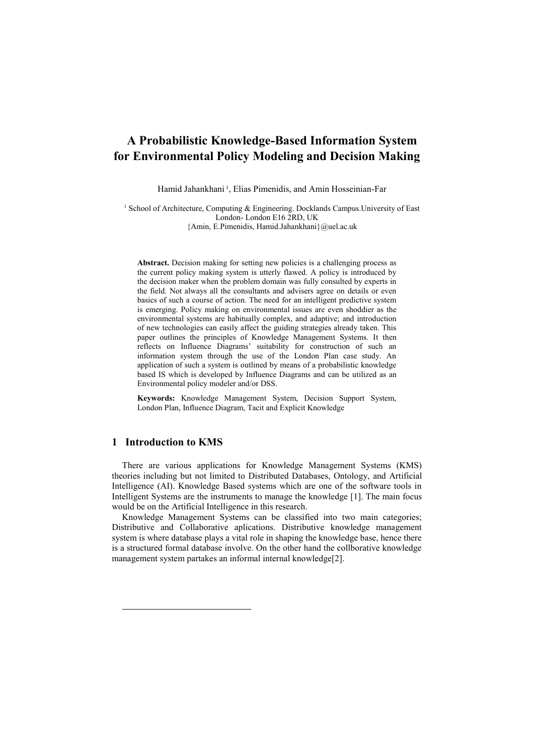# A Probabilistic Knowledge-Based Information System for Environmental Policy Modeling and Decision Making

Hamid Jahankhani [1], Elias Pimenidis, and Amin Hosseinian-Far

[1] School of Architecture, Computing & Engineering. Docklands Campus.University of East London- London E16 2RD, UK
{Amin, E.Pimenidis, Hamid.Jahankhani}@uel.ac.uk

**Abstract.** Decision making for setting new policies is a challenging process as the current policy making system is utterly flawed. A policy is introduced by the decision maker when the problem domain was fully consulted by experts in the field. Not always all the consultants and advisers agree on details or even basics of such a course of action. The need for an intelligent predictive system is emerging. Policy making on environmental issues are even shoddier as the environmental systems are habitually complex, and adaptive; and introduction of new technologies can easily affect the guiding strategies already taken. This paper outlines the principles of Knowledge Management Systems. It then reflects on Influence Diagrams' suitability for construction of such an information system through the use of the London Plan case study. An application of such a system is outlined by means of a probabilistic knowledge based IS which is developed by Influence Diagrams and can be utilized as an Environmental policy modeler and/or DSS.

**Keywords:** Knowledge Management System, Decision Support System, London Plan, Influence Diagram, Tacit and Explicit Knowledge

## 1 Introduction to KMS

There are various applications for Knowledge Management Systems (KMS) theories including but not limited to Distributed Databases, Ontology, and Artificial Intelligence (AI). Knowledge Based systems which are one of the software tools in Intelligent Systems are the instruments to manage the knowledge [1]. The main focus would be on the Artificial Intelligence in this research.

Knowledge Management Systems can be classified into two main categories; Distributive and Collaborative aplications. Distributive knowledge management system is where database plays a vital role in shaping the knowledge base, hence there is a structured formal database involve. On the other hand the collborative knowledge management system partakes an informal internal knowledge[2].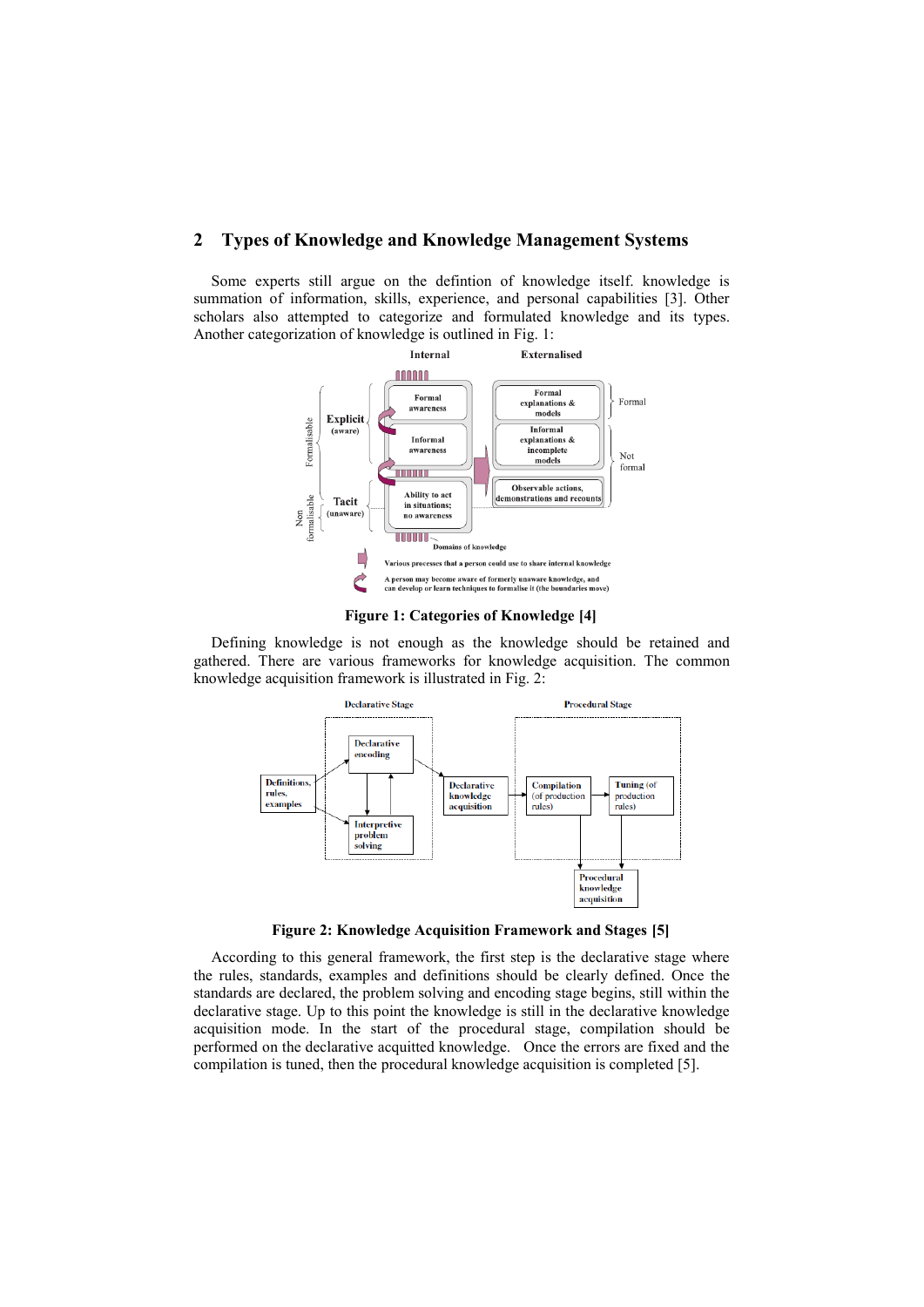## 2 Types of Knowledge and Knowledge Management Systems

Some experts still argue on the defintion of knowledge itself. knowledge is summation of information, skills, experience, and personal capabilities [3]. Other scholars also attempted to categorize and formulated knowledge and its types. Another categorization of knowledge is outlined in Fig. 1:

**Figure 1: Categories of Knowledge [4]**

Defining knowledge is not enough as the knowledge should be retained and gathered. There are various frameworks for knowledge acquisition. The common knowledge acquisition framework is illustrated in Fig. 2:

**Figure 2: Knowledge Acquisition Framework and Stages [5]**

According to this general framework, the first step is the declarative stage where the rules, standards, examples and definitions should be clearly defined. Once the standards are declared, the problem solving and encoding stage begins, still within the declarative stage. Up to this point the knowledge is still in the declarative knowledge acquisition mode. In the start of the procedural stage, compilation should be performed on the declarative acquitted knowledge. Once the errors are fixed and the compilation is tuned, then the procedural knowledge acquisition is completed [5].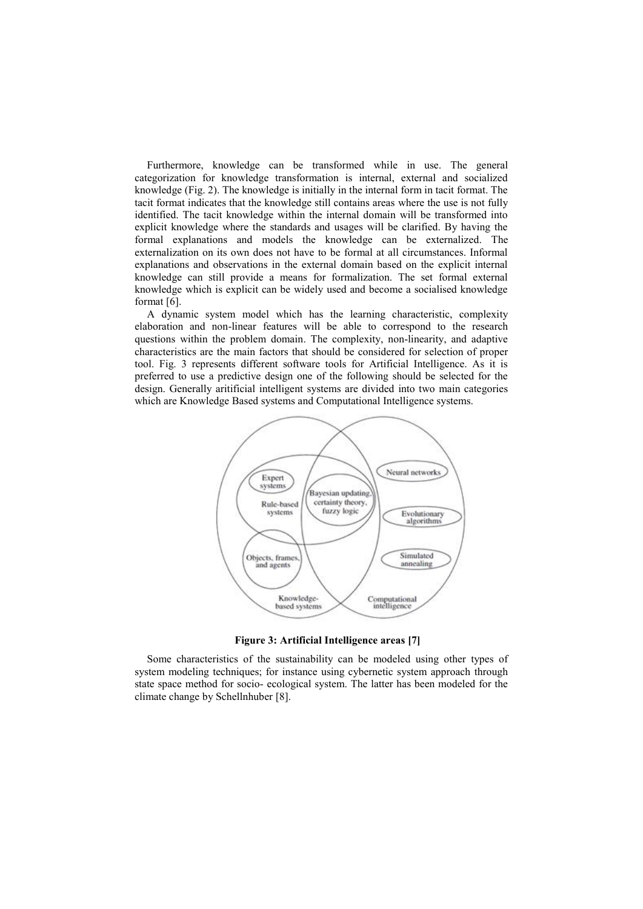Furthermore, knowledge can be transformed while in use. The general categorization for knowledge transformation is internal, external and socialized knowledge (Fig. 2). The knowledge is initially in the internal form in tacit format. The tacit format indicates that the knowledge still contains areas where the use is not fully identified. The tacit knowledge within the internal domain will be transformed into explicit knowledge where the standards and usages will be clarified. By having the formal explanations and models the knowledge can be externalized. The externalization on its own does not have to be formal at all circumstances. Informal explanations and observations in the external domain based on the explicit internal knowledge can still provide a means for formalization. The set formal external knowledge which is explicit can be widely used and become a socialised knowledge format [6].

A dynamic system model which has the learning characteristic, complexity elaboration and non-linear features will be able to correspond to the research questions within the problem domain. The complexity, non-linearity, and adaptive characteristics are the main factors that should be considered for selection of proper tool. Fig. 3 represents different software tools for Artificial Intelligence. As it is preferred to use a predictive design one of the following should be selected for the design. Generally aritificial intelligent systems are divided into two main categories which are Knowledge Based systems and Computational Intelligence systems.

**Figure 3: Artificial Intelligence areas [7]**

Some characteristics of the sustainability can be modeled using other types of system modeling techniques; for instance using cybernetic system approach through state space method for socio- ecological system. The latter has been modeled for the climate change by Schellnhuber [8].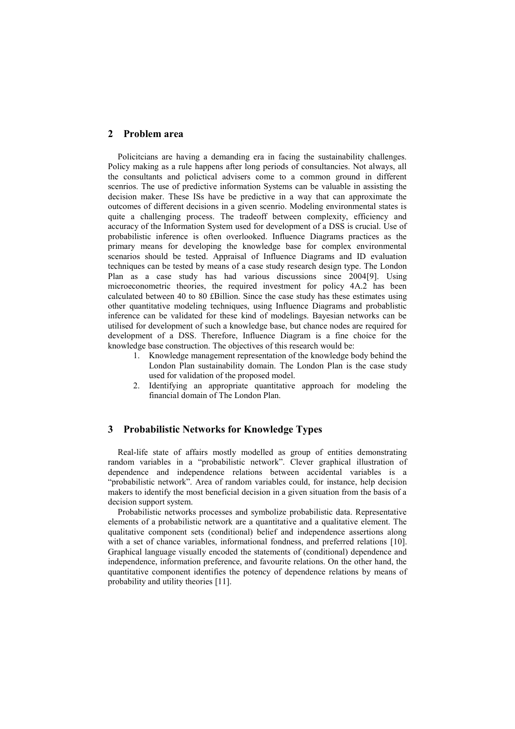## 2 Problem area

Policitcians are having a demanding era in facing the sustainability challenges. Policy making as a rule happens after long periods of consultancies. Not always, all the consultants and polictical advisers come to a common ground in different scenrios. The use of predictive information Systems can be valuable in assisting the decision maker. These ISs have be predictive in a way that can approximate the outcomes of different decisions in a given scenrio. Modeling environmental states is quite a challenging process. The tradeoff between complexity, efficiency and accuracy of the Information System used for development of a DSS is crucial. Use of probabilistic inference is often overlooked. Influence Diagrams practices as the primary means for developing the knowledge base for complex environmental scenarios should be tested. Appraisal of Influence Diagrams and ID evaluation techniques can be tested by means of a case study research design type. The London Plan as a case study has had various discussions since 2004[9]. Using microeconometric theories, the required investment for policy 4A.2 has been calculated between 40 to 80 £Billion. Since the case study has these estimates using other quantitative modeling techniques, using Influence Diagrams and probablistic inference can be validated for these kind of modelings. Bayesian networks can be utilised for development of such a knowledge base, but chance nodes are required for development of a DSS. Therefore, Influence Diagram is a fine choice for the knowledge base construction. The objectives of this research would be:

1. Knowledge management representation of the knowledge body behind the London Plan sustainability domain. The London Plan is the case study used for validation of the proposed model.
2. Identifying an appropriate quantitative approach for modeling the financial domain of The London Plan.

## 3 Probabilistic Networks for Knowledge Types

Real-life state of affairs mostly modelled as group of entities demonstrating random variables in a "probabilistic network". Clever graphical illustration of dependence and independence relations between accidental variables is a "probabilistic network". Area of random variables could, for instance, help decision makers to identify the most beneficial decision in a given situation from the basis of a decision support system.

Probabilistic networks processes and symbolize probabilistic data. Representative elements of a probabilistic network are a quantitative and a qualitative element. The qualitative component sets (conditional) belief and independence assertions along with a set of chance variables, informational fondness, and preferred relations [10]. Graphical language visually encoded the statements of (conditional) dependence and independence, information preference, and favourite relations. On the other hand, the quantitative component identifies the potency of dependence relations by means of probability and utility theories [11].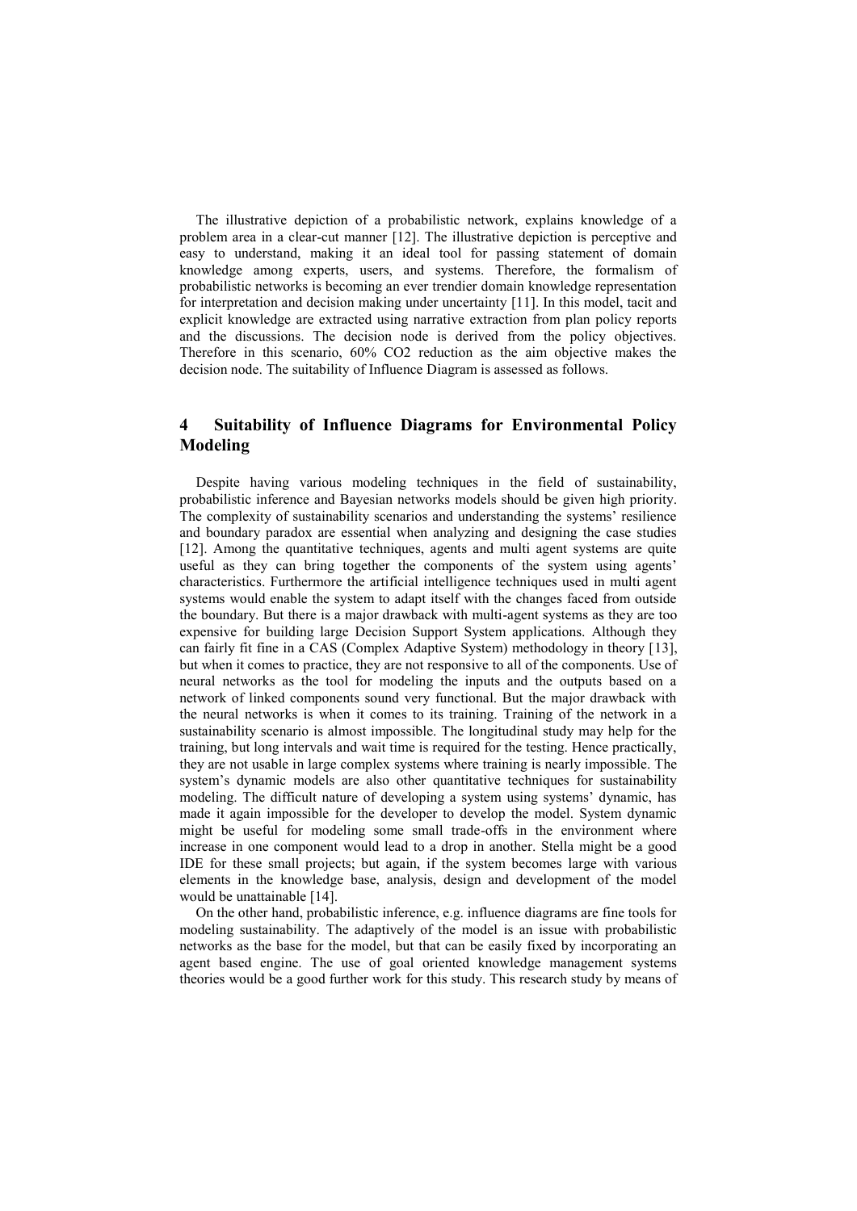The illustrative depiction of a probabilistic network, explains knowledge of a problem area in a clear-cut manner [12]. The illustrative depiction is perceptive and easy to understand, making it an ideal tool for passing statement of domain knowledge among experts, users, and systems. Therefore, the formalism of probabilistic networks is becoming an ever trendier domain knowledge representation for interpretation and decision making under uncertainty [11]. In this model, tacit and explicit knowledge are extracted using narrative extraction from plan policy reports and the discussions. The decision node is derived from the policy objectives. Therefore in this scenario, 60% $CO_2$ reduction as the aim objective makes the decision node. The suitability of Influence Diagram is assessed as follows.

## 4 Suitability of Influence Diagrams for Environmental Policy Modeling

Despite having various modeling techniques in the field of sustainability, probabilistic inference and Bayesian networks models should be given high priority. The complexity of sustainability scenarios and understanding the systems' resilience and boundary paradox are essential when analyzing and designing the case studies [12]. Among the quantitative techniques, agents and multi agent systems are quite useful as they can bring together the components of the system using agents' characteristics. Furthermore the artificial intelligence techniques used in multi agent systems would enable the system to adapt itself with the changes faced from outside the boundary. But there is a major drawback with multi-agent systems as they are too expensive for building large Decision Support System applications. Although they can fairly fit fine in a CAS (Complex Adaptive System) methodology in theory [13], but when it comes to practice, they are not responsive to all of the components. Use of neural networks as the tool for modeling the inputs and the outputs based on a network of linked components sound very functional. But the major drawback with the neural networks is when it comes to its training. Training of the network in a sustainability scenario is almost impossible. The longitudinal study may help for the training, but long intervals and wait time is required for the testing. Hence practically, they are not usable in large complex systems where training is nearly impossible. The system's dynamic models are also other quantitative techniques for sustainability modeling. The difficult nature of developing a system using systems' dynamic, has made it again impossible for the developer to develop the model. System dynamic might be useful for modeling some small trade-offs in the environment where increase in one component would lead to a drop in another. Stella might be a good IDE for these small projects; but again, if the system becomes large with various elements in the knowledge base, analysis, design and development of the model would be unattainable [14].

On the other hand, probabilistic inference, e.g. influence diagrams are fine tools for modeling sustainability. The adaptively of the model is an issue with probabilistic networks as the base for the model, but that can be easily fixed by incorporating an agent based engine. The use of goal oriented knowledge management systems theories would be a good further work for this study. This research study by means of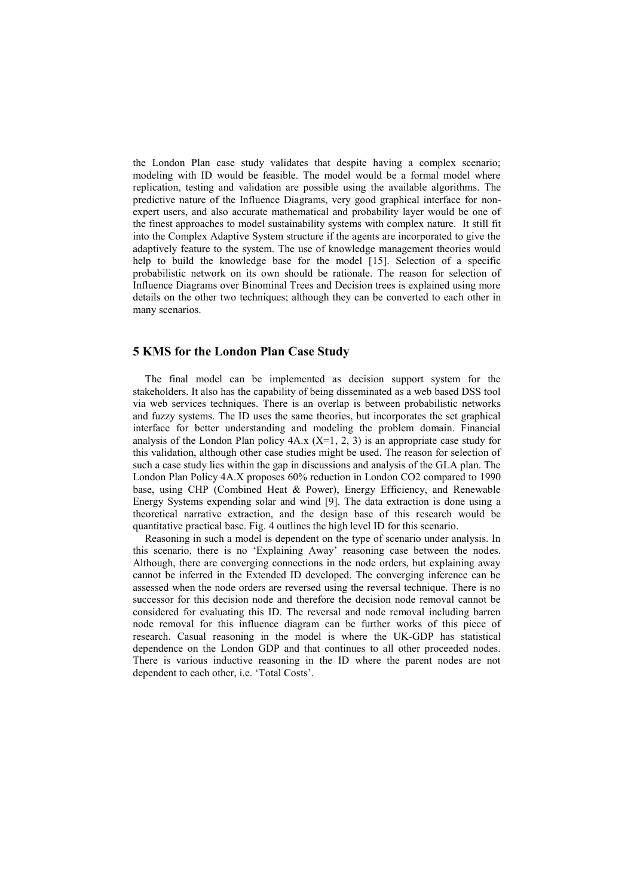the London Plan case study validates that despite having a complex scenario; modeling with ID would be feasible. The model would be a formal model where replication, testing and validation are possible using the available algorithms. The predictive nature of the Influence Diagrams, very good graphical interface for non-expert users, and also accurate mathematical and probability layer would be one of the finest approaches to model sustainability systems with complex nature. It still fit into the Complex Adaptive System structure if the agents are incorporated to give the adaptively feature to the system. The use of knowledge management theories would help to build the knowledge base for the model [15]. Selection of a specific probabilistic network on its own should be rationale. The reason for selection of Influence Diagrams over Binominal Trees and Decision trees is explained using more details on the other two techniques; although they can be converted to each other in many scenarios.

## 5 KMS for the London Plan Case Study

The final model can be implemented as decision support system for the stakeholders. It also has the capability of being disseminated as a web based DSS tool via web services techniques. There is an overlap is between probabilistic networks and fuzzy systems. The ID uses the same theories, but incorporates the set graphical interface for better understanding and modeling the problem domain. Financial analysis of the London Plan policy 4A.x (X=1, 2, 3) is an appropriate case study for this validation, although other case studies might be used. The reason for selection of such a case study lies within the gap in discussions and analysis of the GLA plan. The London Plan Policy 4A.X proposes 60% reduction in London CO2 compared to 1990 base, using CHP (Combined Heat & Power), Energy Efficiency, and Renewable Energy Systems expending solar and wind [9]. The data extraction is done using a theoretical narrative extraction, and the design base of this research would be quantitative practical base. Fig. 4 outlines the high level ID for this scenario.

Reasoning in such a model is dependent on the type of scenario under analysis. In this scenario, there is no 'Explaining Away' reasoning case between the nodes. Although, there are converging connections in the node orders, but explaining away cannot be inferred in the Extended ID developed. The converging inference can be assessed when the node orders are reversed using the reversal technique. There is no successor for this decision node and therefore the decision node removal cannot be considered for evaluating this ID. The reversal and node removal including barren node removal for this influence diagram can be further works of this piece of research. Casual reasoning in the model is where the UK-GDP has statistical dependence on the London GDP and that continues to all other proceeded nodes. There is various inductive reasoning in the ID where the parent nodes are not dependent to each other, i.e. 'Total Costs'.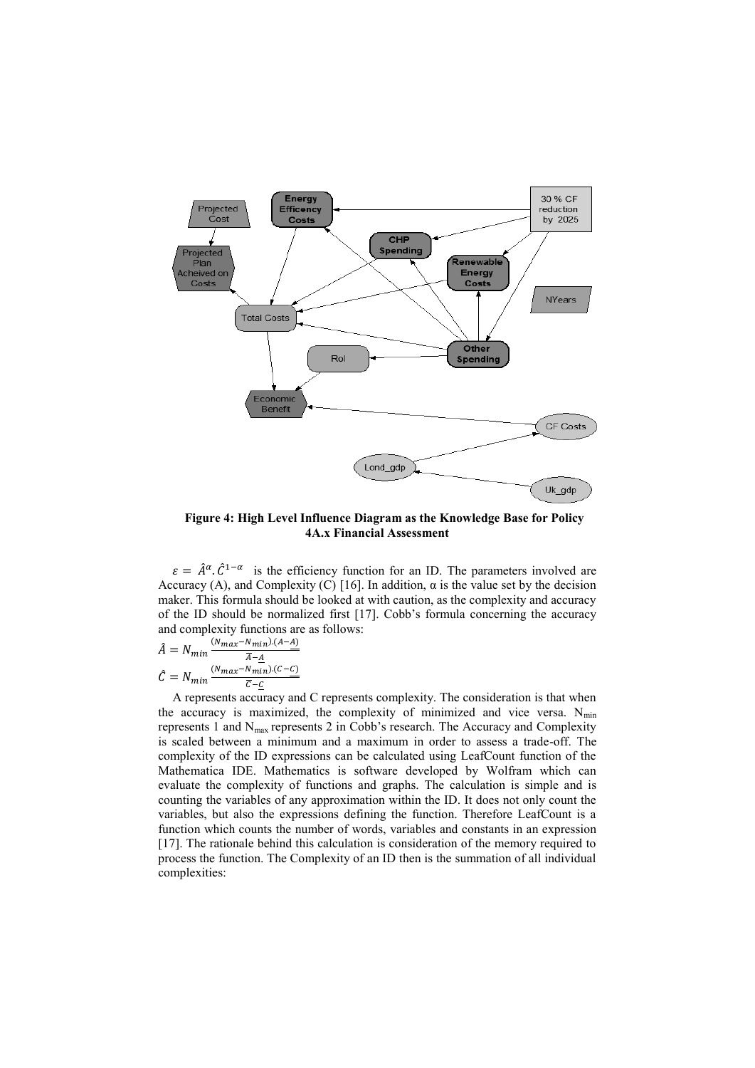**Figure 4: High Level Influence Diagram as the Knowledge Base for Policy 4A.x Financial Assessment**

$\varepsilon = \hat{A}^{\alpha}.\hat{C}^{1-\alpha}$ is the efficiency function for an ID. The parameters involved are Accuracy (A), and Complexity (C) [16]. In addition, α is the value set by the decision maker. This formula should be looked at with caution, as the complexity and accuracy of the ID should be normalized first [17]. Cobb's formula concerning the accuracy and complexity functions are as follows:

$$\hat{A} = N_{min}\frac{(N_{max}-N_{min}).(A-\underline{A})}{\overline{A}-\underline{A}}$$

$$\hat{C} = N_{min}\frac{(N_{max}-N_{min}).(C-\underline{C})}{\overline{C}-\underline{C}}$$

A represents accuracy and C represents complexity. The consideration is that when the accuracy is maximized, the complexity of minimized and vice versa. $N_{min}$ represents 1 and $N_{max}$ represents 2 in Cobb's research. The Accuracy and Complexity is scaled between a minimum and a maximum in order to assess a trade-off. The complexity of the ID expressions can be calculated using LeafCount function of the Mathematica IDE. Mathematics is software developed by Wolfram which can evaluate the complexity of functions and graphs. The calculation is simple and is counting the variables of any approximation within the ID. It does not only count the variables, but also the expressions defining the function. Therefore LeafCount is a function which counts the number of words, variables and constants in an expression [17]. The rationale behind this calculation is consideration of the memory required to process the function. The Complexity of an ID then is the summation of all individual complexities: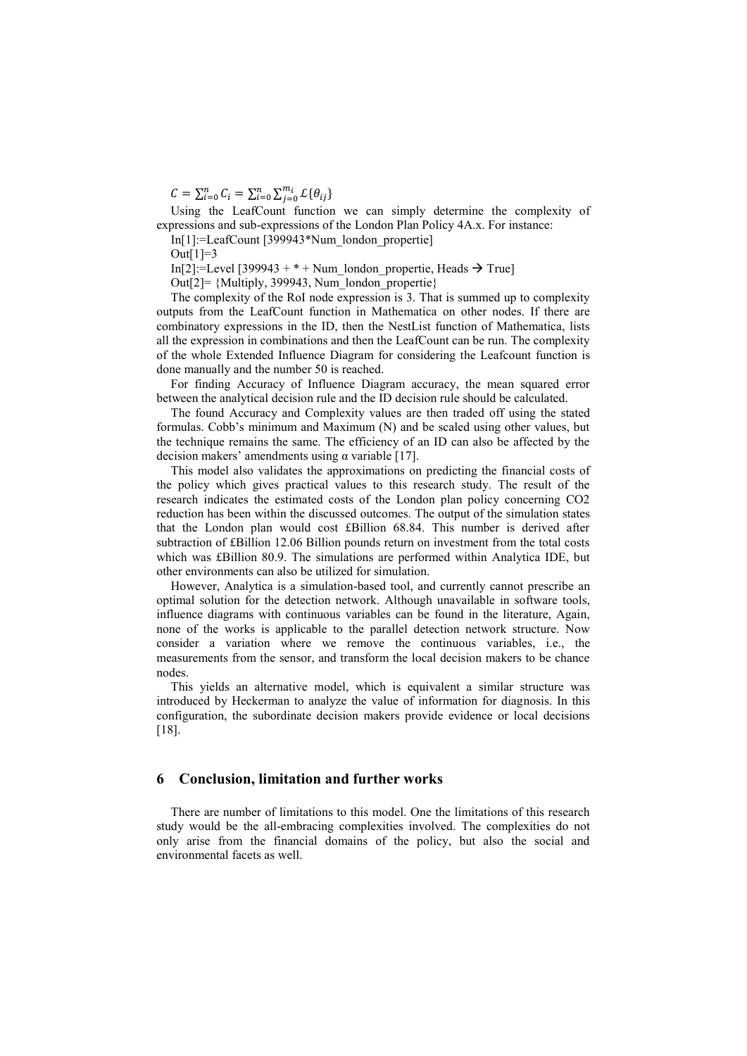$$C = \sum_{i=0}^{n} C_i = \sum_{i=0}^{n} \sum_{j=0}^{m_i} \mathcal{L}\{\theta_{ij}\}$$

Using the LeafCount function we can simply determine the complexity of expressions and sub-expressions of the London Plan Policy 4A.x. For instance:

In[1]:=LeafCount [399943*Num_london_propertie]

Out[1]=3

In[2]:=Level [399943 + * + Num_london_propertie, Heads → True]

Out[2]= {Multiply, 399943, Num_london_propertie}

The complexity of the RoI node expression is 3. That is summed up to complexity outputs from the LeafCount function in Mathematica on other nodes. If there are combinatory expressions in the ID, then the NestList function of Mathematica, lists all the expression in combinations and then the LeafCount can be run. The complexity of the whole Extended Influence Diagram for considering the Leafcount function is done manually and the number 50 is reached.

For finding Accuracy of Influence Diagram accuracy, the mean squared error between the analytical decision rule and the ID decision rule should be calculated.

The found Accuracy and Complexity values are then traded off using the stated formulas. Cobb's minimum and Maximum (N) and be scaled using other values, but the technique remains the same. The efficiency of an ID can also be affected by the decision makers' amendments using α variable [17].

This model also validates the approximations on predicting the financial costs of the policy which gives practical values to this research study. The result of the research indicates the estimated costs of the London plan policy concerning $CO_2$ reduction has been within the discussed outcomes. The output of the simulation states that the London plan would cost £Billion 68.84. This number is derived after subtraction of £Billion 12.06 Billion pounds return on investment from the total costs which was £Billion 80.9. The simulations are performed within Analytica IDE, but other environments can also be utilized for simulation.

However, Analytica is a simulation-based tool, and currently cannot prescribe an optimal solution for the detection network. Although unavailable in software tools, influence diagrams with continuous variables can be found in the literature, Again, none of the works is applicable to the parallel detection network structure. Now consider a variation where we remove the continuous variables, i.e., the measurements from the sensor, and transform the local decision makers to be chance nodes.

This yields an alternative model, which is equivalent a similar structure was introduced by Heckerman to analyze the value of information for diagnosis. In this configuration, the subordinate decision makers provide evidence or local decisions [18].

## 6 Conclusion, limitation and further works

There are number of limitations to this model. One the limitations of this research study would be the all-embracing complexities involved. The complexities do not only arise from the financial domains of the policy, but also the social and environmental facets as well.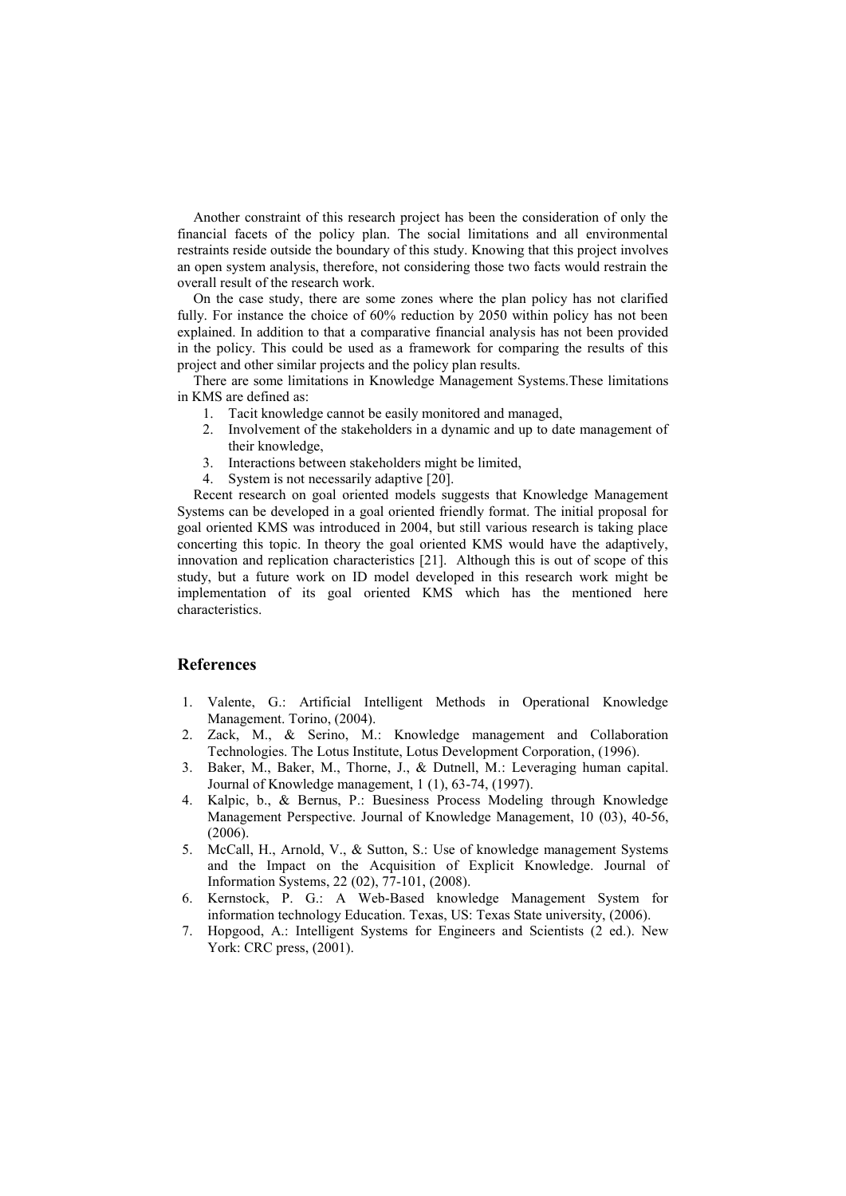Another constraint of this research project has been the consideration of only the financial facets of the policy plan. The social limitations and all environmental restraints reside outside the boundary of this study. Knowing that this project involves an open system analysis, therefore, not considering those two facts would restrain the overall result of the research work.

On the case study, there are some zones where the plan policy has not clarified fully. For instance the choice of 60% reduction by 2050 within policy has not been explained. In addition to that a comparative financial analysis has not been provided in the policy. This could be used as a framework for comparing the results of this project and other similar projects and the policy plan results.

There are some limitations in Knowledge Management Systems.These limitations in KMS are defined as:

1. Tacit knowledge cannot be easily monitored and managed,
2. Involvement of the stakeholders in a dynamic and up to date management of their knowledge,
3. Interactions between stakeholders might be limited,
4. System is not necessarily adaptive [20].

Recent research on goal oriented models suggests that Knowledge Management Systems can be developed in a goal oriented friendly format. The initial proposal for goal oriented KMS was introduced in 2004, but still various research is taking place concerting this topic. In theory the goal oriented KMS would have the adaptively, innovation and replication characteristics [21]. Although this is out of scope of this study, but a future work on ID model developed in this research work might be implementation of its goal oriented KMS which has the mentioned here characteristics.

## References

1. Valente, G.: Artificial Intelligent Methods in Operational Knowledge Management. Torino, (2004).
2. Zack, M., & Serino, M.: Knowledge management and Collaboration Technologies. The Lotus Institute, Lotus Development Corporation, (1996).
3. Baker, M., Baker, M., Thorne, J., & Dutnell, M.: Leveraging human capital. Journal of Knowledge management, 1 (1), 63-74, (1997).
4. Kalpic, b., & Bernus, P.: Buesiness Process Modeling through Knowledge Management Perspective. Journal of Knowledge Management, 10 (03), 40-56, (2006).
5. McCall, H., Arnold, V., & Sutton, S.: Use of knowledge management Systems and the Impact on the Acquisition of Explicit Knowledge. Journal of Information Systems, 22 (02), 77-101, (2008).
6. Kernstock, P. G.: A Web-Based knowledge Management System for information technology Education. Texas, US: Texas State university, (2006).
7. Hopgood, A.: Intelligent Systems for Engineers and Scientists (2 ed.). New York: CRC press, (2001).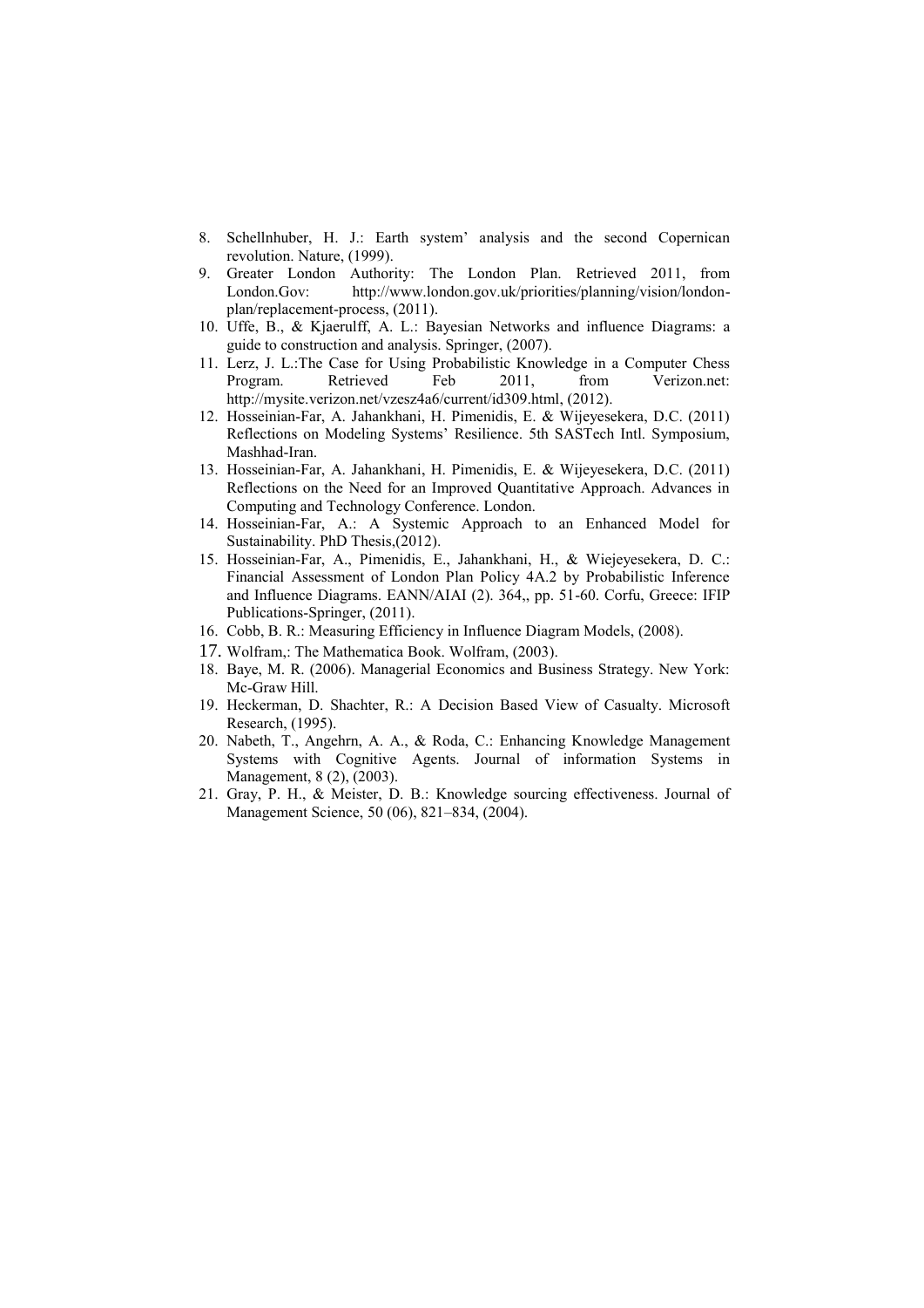8. Schellnhuber, H. J.: Earth system' analysis and the second Copernican revolution. Nature, (1999).
9. Greater London Authority: The London Plan. Retrieved 2011, from London.Gov: http://www.london.gov.uk/priorities/planning/vision/london-plan/replacement-process, (2011).
10. Uffe, B., & Kjaerulff, A. L.: Bayesian Networks and influence Diagrams: a guide to construction and analysis. Springer, (2007).
11. Lerz, J. L.:The Case for Using Probabilistic Knowledge in a Computer Chess Program. Retrieved Feb 2011, from Verizon.net: http://mysite.verizon.net/vzesz4a6/current/id309.html, (2012).
12. Hosseinian-Far, A. Jahankhani, H. Pimenidis, E. & Wijeyesekera, D.C. (2011) Reflections on Modeling Systems' Resilience. 5th SASTech Intl. Symposium, Mashhad-Iran.
13. Hosseinian-Far, A. Jahankhani, H. Pimenidis, E. & Wijeyesekera, D.C. (2011) Reflections on the Need for an Improved Quantitative Approach. Advances in Computing and Technology Conference. London.
14. Hosseinian-Far, A.: A Systemic Approach to an Enhanced Model for Sustainability. PhD Thesis,(2012).
15. Hosseinian-Far, A., Pimenidis, E., Jahankhani, H., & Wiejeyesekera, D. C.: Financial Assessment of London Plan Policy 4A.2 by Probabilistic Inference and Influence Diagrams. EANN/AIAI (2). 364,, pp. 51-60. Corfu, Greece: IFIP Publications-Springer, (2011).
16. Cobb, B. R.: Measuring Efficiency in Influence Diagram Models, (2008).
17. Wolfram,: The Mathematica Book. Wolfram, (2003).
18. Baye, M. R. (2006). Managerial Economics and Business Strategy. New York: Mc-Graw Hill.
19. Heckerman, D. Shachter, R.: A Decision Based View of Casualty. Microsoft Research, (1995).
20. Nabeth, T., Angehrn, A. A., & Roda, C.: Enhancing Knowledge Management Systems with Cognitive Agents. Journal of information Systems in Management, 8 (2), (2003).
21. Gray, P. H., & Meister, D. B.: Knowledge sourcing effectiveness. Journal of Management Science, 50 (06), 821–834, (2004).